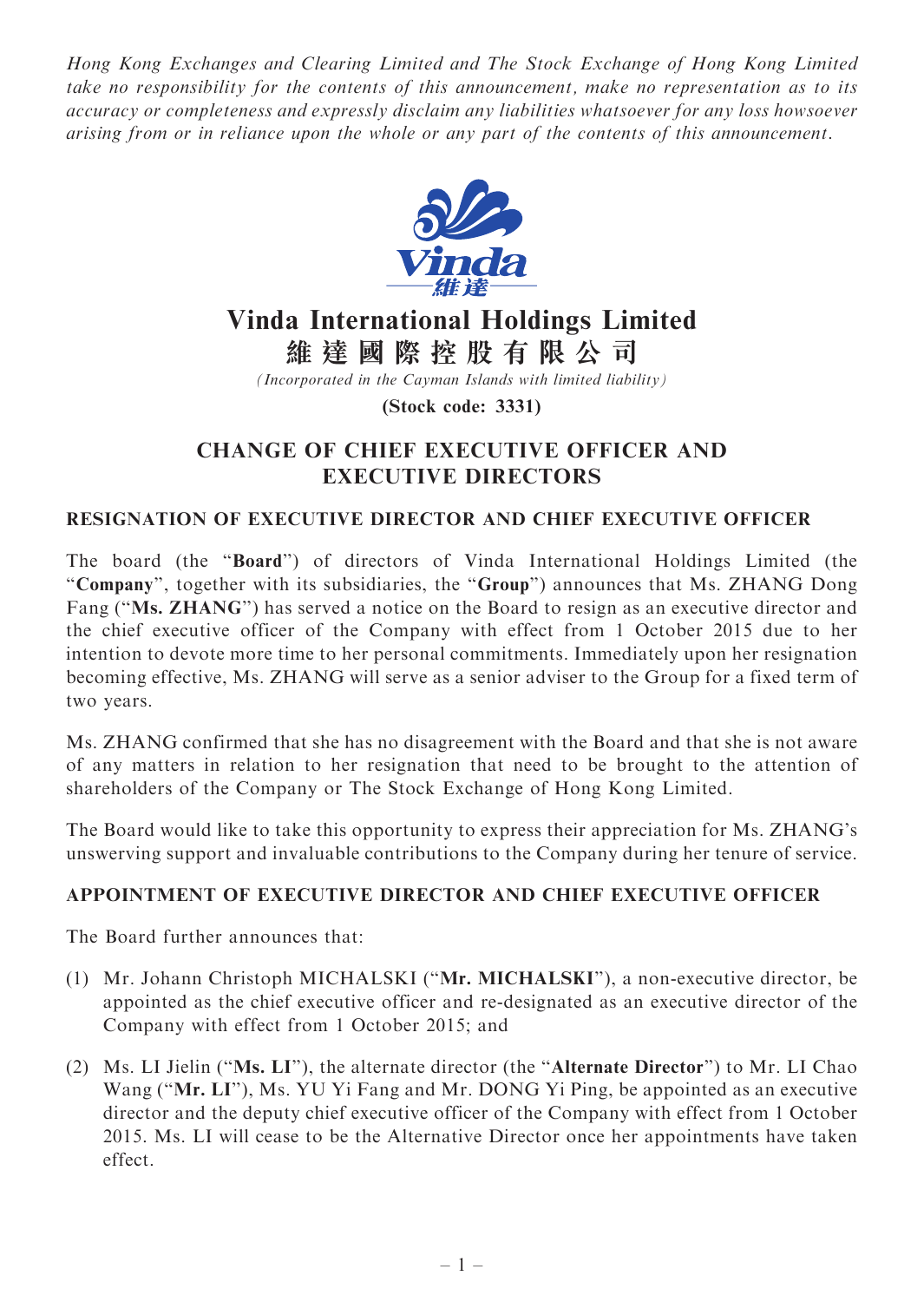*Hong Kong Exchanges and Clearing Limited and The Stock Exchange of Hong Kong Limited take no responsibility for the contents of this announcement, make no representation as to its accuracy or completeness and expressly disclaim any liabilities whatsoever for any loss howsoever arising from or in reliance upon the whole or any part of the contents of this announcement.*

# Vinda International Holdings Limited
# 維達國際控股有限公司

*(Incorporated in the Cayman Islands with limited liability)*

**(Stock code: 3331)**

## CHANGE OF CHIEF EXECUTIVE OFFICER AND EXECUTIVE DIRECTORS

### RESIGNATION OF EXECUTIVE DIRECTOR AND CHIEF EXECUTIVE OFFICER

The board (the "**Board**") of directors of Vinda International Holdings Limited (the "**Company**", together with its subsidiaries, the "**Group**") announces that Ms. ZHANG Dong Fang ("**Ms. ZHANG**") has served a notice on the Board to resign as an executive director and the chief executive officer of the Company with effect from 1 October 2015 due to her intention to devote more time to her personal commitments. Immediately upon her resignation becoming effective, Ms. ZHANG will serve as a senior adviser to the Group for a fixed term of two years.

Ms. ZHANG confirmed that she has no disagreement with the Board and that she is not aware of any matters in relation to her resignation that need to be brought to the attention of shareholders of the Company or The Stock Exchange of Hong Kong Limited.

The Board would like to take this opportunity to express their appreciation for Ms. ZHANG's unswerving support and invaluable contributions to the Company during her tenure of service.

### APPOINTMENT OF EXECUTIVE DIRECTOR AND CHIEF EXECUTIVE OFFICER

The Board further announces that:

(1) Mr. Johann Christoph MICHALSKI ("**Mr. MICHALSKI**"), a non-executive director, be appointed as the chief executive officer and re-designated as an executive director of the Company with effect from 1 October 2015; and

(2) Ms. LI Jielin ("**Ms. LI**"), the alternate director (the "**Alternate Director**") to Mr. LI Chao Wang ("**Mr. LI**"), Ms. YU Yi Fang and Mr. DONG Yi Ping, be appointed as an executive director and the deputy chief executive officer of the Company with effect from 1 October 2015. Ms. LI will cease to be the Alternative Director once her appointments have taken effect.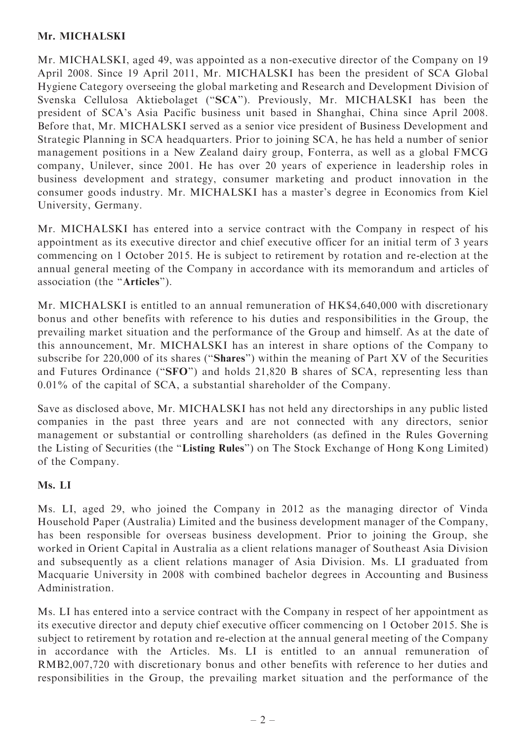**Mr. MICHALSKI**

Mr. MICHALSKI, aged 49, was appointed as a non-executive director of the Company on 19 April 2008. Since 19 April 2011, Mr. MICHALSKI has been the president of SCA Global Hygiene Category overseeing the global marketing and Research and Development Division of Svenska Cellulosa Aktiebolaget ("**SCA**"). Previously, Mr. MICHALSKI has been the president of SCA's Asia Pacific business unit based in Shanghai, China since April 2008. Before that, Mr. MICHALSKI served as a senior vice president of Business Development and Strategic Planning in SCA headquarters. Prior to joining SCA, he has held a number of senior management positions in a New Zealand dairy group, Fonterra, as well as a global FMCG company, Unilever, since 2001. He has over 20 years of experience in leadership roles in business development and strategy, consumer marketing and product innovation in the consumer goods industry. Mr. MICHALSKI has a master's degree in Economics from Kiel University, Germany.

Mr. MICHALSKI has entered into a service contract with the Company in respect of his appointment as its executive director and chief executive officer for an initial term of 3 years commencing on 1 October 2015. He is subject to retirement by rotation and re-election at the annual general meeting of the Company in accordance with its memorandum and articles of association (the "**Articles**").

Mr. MICHALSKI is entitled to an annual remuneration of HK$4,640,000 with discretionary bonus and other benefits with reference to his duties and responsibilities in the Group, the prevailing market situation and the performance of the Group and himself. As at the date of this announcement, Mr. MICHALSKI has an interest in share options of the Company to subscribe for 220,000 of its shares ("**Shares**") within the meaning of Part XV of the Securities and Futures Ordinance ("**SFO**") and holds 21,820 B shares of SCA, representing less than 0.01% of the capital of SCA, a substantial shareholder of the Company.

Save as disclosed above, Mr. MICHALSKI has not held any directorships in any public listed companies in the past three years and are not connected with any directors, senior management or substantial or controlling shareholders (as defined in the Rules Governing the Listing of Securities (the "**Listing Rules**") on The Stock Exchange of Hong Kong Limited) of the Company.

**Ms. LI**

Ms. LI, aged 29, who joined the Company in 2012 as the managing director of Vinda Household Paper (Australia) Limited and the business development manager of the Company, has been responsible for overseas business development. Prior to joining the Group, she worked in Orient Capital in Australia as a client relations manager of Southeast Asia Division and subsequently as a client relations manager of Asia Division. Ms. LI graduated from Macquarie University in 2008 with combined bachelor degrees in Accounting and Business Administration.

Ms. LI has entered into a service contract with the Company in respect of her appointment as its executive director and deputy chief executive officer commencing on 1 October 2015. She is subject to retirement by rotation and re-election at the annual general meeting of the Company in accordance with the Articles. Ms. LI is entitled to an annual remuneration of RMB2,007,720 with discretionary bonus and other benefits with reference to her duties and responsibilities in the Group, the prevailing market situation and the performance of the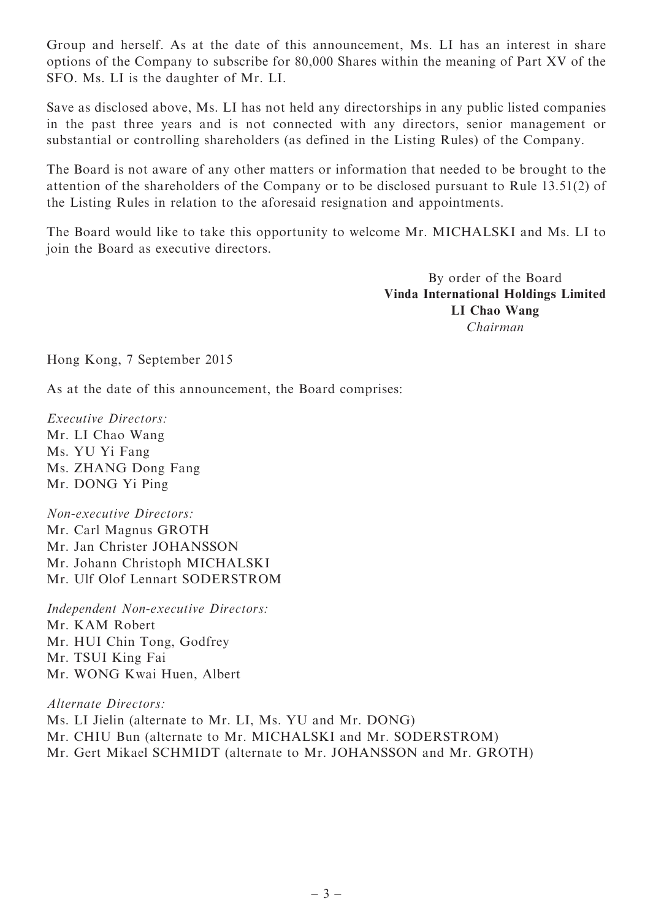Group and herself. As at the date of this announcement, Ms. LI has an interest in share options of the Company to subscribe for 80,000 Shares within the meaning of Part XV of the SFO. Ms. LI is the daughter of Mr. LI.

Save as disclosed above, Ms. LI has not held any directorships in any public listed companies in the past three years and is not connected with any directors, senior management or substantial or controlling shareholders (as defined in the Listing Rules) of the Company.

The Board is not aware of any other matters or information that needed to be brought to the attention of the shareholders of the Company or to be disclosed pursuant to Rule 13.51(2) of the Listing Rules in relation to the aforesaid resignation and appointments.

The Board would like to take this opportunity to welcome Mr. MICHALSKI and Ms. LI to join the Board as executive directors.

By order of the Board
**Vinda International Holdings Limited**
**LI Chao Wang**
*Chairman*

Hong Kong, 7 September 2015

As at the date of this announcement, the Board comprises:

*Executive Directors:*
Mr. LI Chao Wang
Ms. YU Yi Fang
Ms. ZHANG Dong Fang
Mr. DONG Yi Ping

*Non-executive Directors:*
Mr. Carl Magnus GROTH
Mr. Jan Christer JOHANSSON
Mr. Johann Christoph MICHALSKI
Mr. Ulf Olof Lennart SODERSTROM

*Independent Non-executive Directors:*
Mr. KAM Robert
Mr. HUI Chin Tong, Godfrey
Mr. TSUI King Fai
Mr. WONG Kwai Huen, Albert

*Alternate Directors:*
Ms. LI Jielin (alternate to Mr. LI, Ms. YU and Mr. DONG)
Mr. CHIU Bun (alternate to Mr. MICHALSKI and Mr. SODERSTROM)
Mr. Gert Mikael SCHMIDT (alternate to Mr. JOHANSSON and Mr. GROTH)